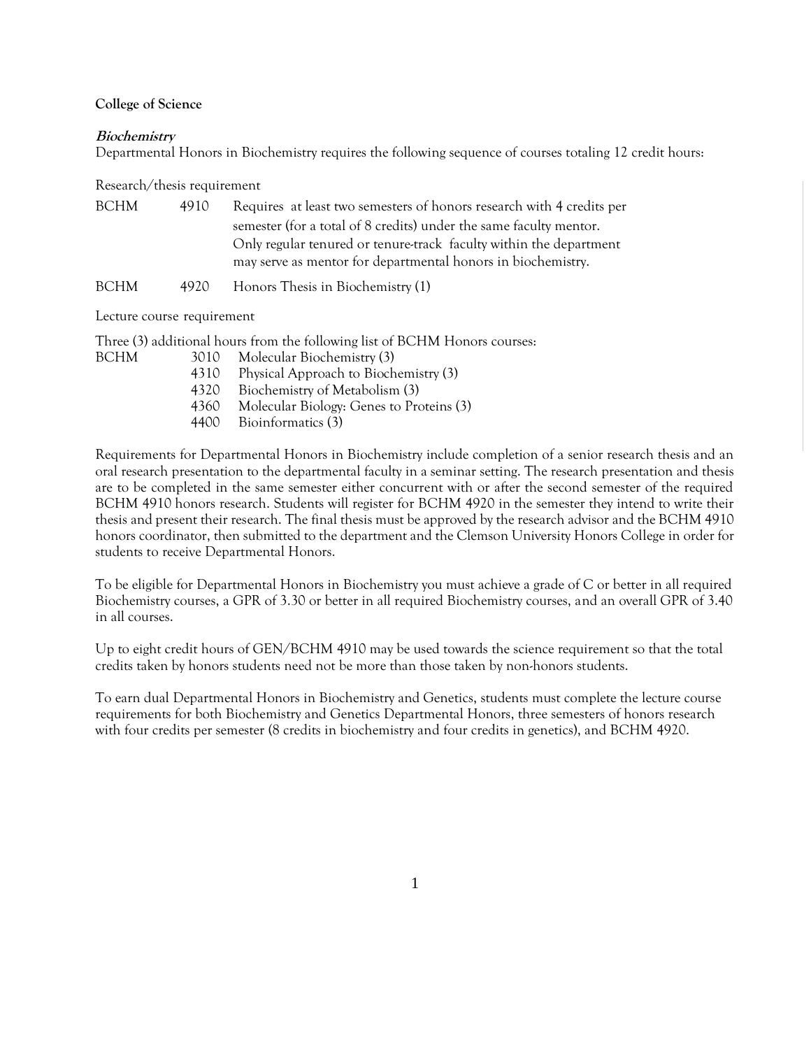**College of Science**

***Biochemistry***

Departmental Honors in Biochemistry requires the following sequence of courses totaling 12 credit hours:

Research/thesis requirement

| | | |
|---|---|---|
| BCHM | 4910 | Requires at least two semesters of honors research with 4 credits per semester (for a total of 8 credits) under the same faculty mentor. Only regular tenured or tenure-track faculty within the department may serve as mentor for departmental honors in biochemistry. |
| BCHM | 4920 | Honors Thesis in Biochemistry (1) |

Lecture course requirement

Three (3) additional hours from the following list of BCHM Honors courses:

| | | |
|---|---|---|
| BCHM | 3010 | Molecular Biochemistry (3) |
| | 4310 | Physical Approach to Biochemistry (3) |
| | 4320 | Biochemistry of Metabolism (3) |
| | 4360 | Molecular Biology: Genes to Proteins (3) |
| | 4400 | Bioinformatics (3) |

Requirements for Departmental Honors in Biochemistry include completion of a senior research thesis and an oral research presentation to the departmental faculty in a seminar setting. The research presentation and thesis are to be completed in the same semester either concurrent with or after the second semester of the required BCHM 4910 honors research. Students will register for BCHM 4920 in the semester they intend to write their thesis and present their research. The final thesis must be approved by the research advisor and the BCHM 4910 honors coordinator, then submitted to the department and the Clemson University Honors College in order for students to receive Departmental Honors.

To be eligible for Departmental Honors in Biochemistry you must achieve a grade of C or better in all required Biochemistry courses, a GPR of 3.30 or better in all required Biochemistry courses, and an overall GPR of 3.40 in all courses.

Up to eight credit hours of GEN/BCHM 4910 may be used towards the science requirement so that the total credits taken by honors students need not be more than those taken by non-honors students.

To earn dual Departmental Honors in Biochemistry and Genetics, students must complete the lecture course requirements for both Biochemistry and Genetics Departmental Honors, three semesters of honors research with four credits per semester (8 credits in biochemistry and four credits in genetics), and BCHM 4920.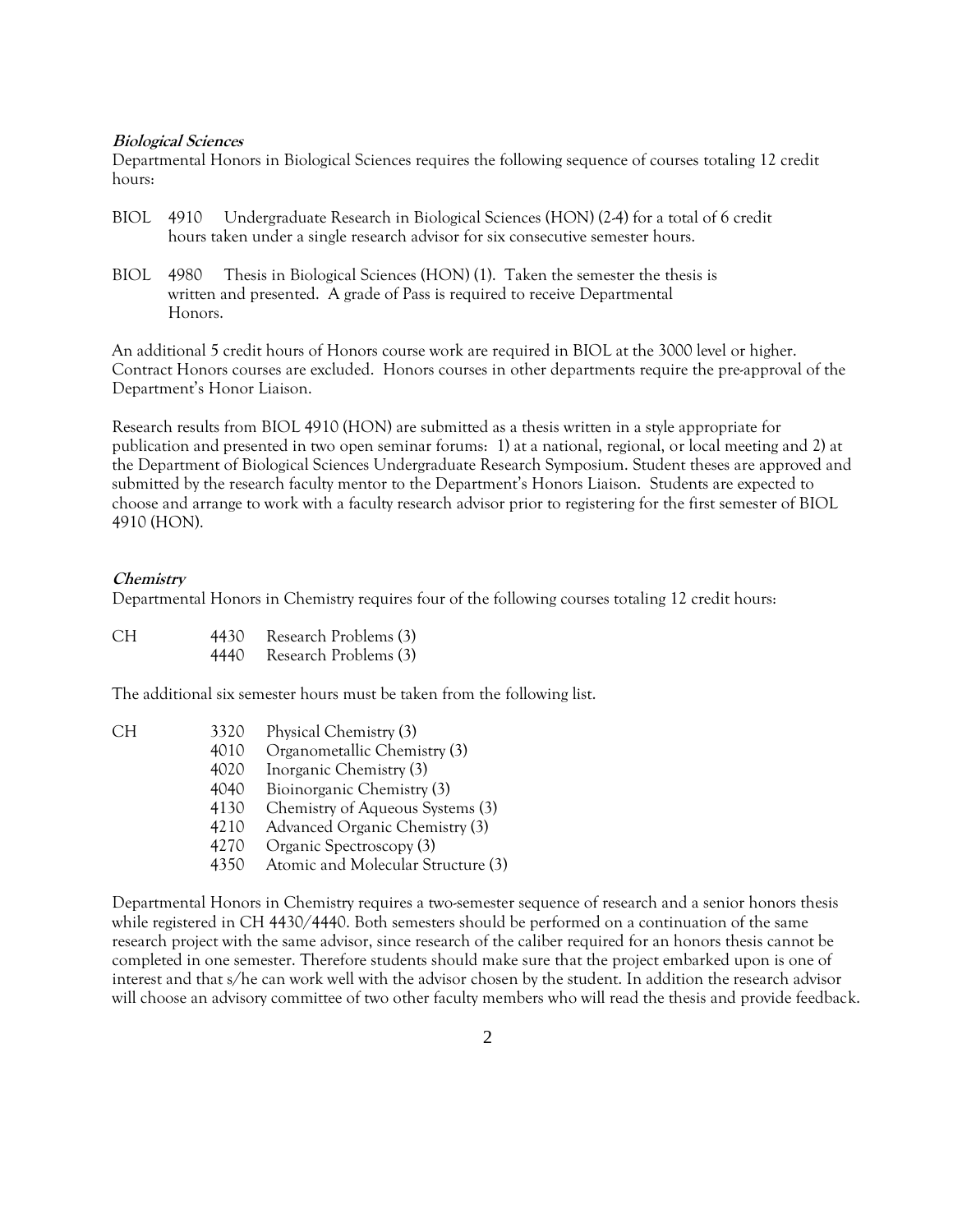***Biological Sciences***

Departmental Honors in Biological Sciences requires the following sequence of courses totaling 12 credit hours:

BIOL 4910 Undergraduate Research in Biological Sciences (HON) (2-4) for a total of 6 credit hours taken under a single research advisor for six consecutive semester hours.

BIOL 4980 Thesis in Biological Sciences (HON) (1). Taken the semester the thesis is written and presented. A grade of Pass is required to receive Departmental Honors.

An additional 5 credit hours of Honors course work are required in BIOL at the 3000 level or higher. Contract Honors courses are excluded. Honors courses in other departments require the pre-approval of the Department's Honor Liaison.

Research results from BIOL 4910 (HON) are submitted as a thesis written in a style appropriate for publication and presented in two open seminar forums: 1) at a national, regional, or local meeting and 2) at the Department of Biological Sciences Undergraduate Research Symposium. Student theses are approved and submitted by the research faculty mentor to the Department's Honors Liaison. Students are expected to choose and arrange to work with a faculty research advisor prior to registering for the first semester of BIOL 4910 (HON).

***Chemistry***

Departmental Honors in Chemistry requires four of the following courses totaling 12 credit hours:

| | | |
|---|---|---|
| CH | 4430 | Research Problems (3) |
| | 4440 | Research Problems (3) |

The additional six semester hours must be taken from the following list.

| | | |
|---|---|---|
| CH | 3320 | Physical Chemistry (3) |
| | 4010 | Organometallic Chemistry (3) |
| | 4020 | Inorganic Chemistry (3) |
| | 4040 | Bioinorganic Chemistry (3) |
| | 4130 | Chemistry of Aqueous Systems (3) |
| | 4210 | Advanced Organic Chemistry (3) |
| | 4270 | Organic Spectroscopy (3) |
| | 4350 | Atomic and Molecular Structure (3) |

Departmental Honors in Chemistry requires a two-semester sequence of research and a senior honors thesis while registered in CH 4430/4440. Both semesters should be performed on a continuation of the same research project with the same advisor, since research of the caliber required for an honors thesis cannot be completed in one semester. Therefore students should make sure that the project embarked upon is one of interest and that s/he can work well with the advisor chosen by the student. In addition the research advisor will choose an advisory committee of two other faculty members who will read the thesis and provide feedback.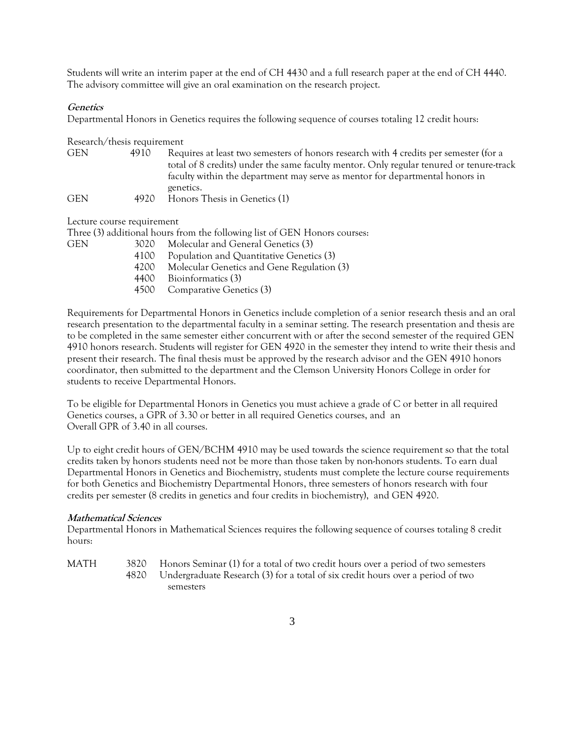Students will write an interim paper at the end of CH 4430 and a full research paper at the end of CH 4440. The advisory committee will give an oral examination on the research project.

***Genetics***

Departmental Honors in Genetics requires the following sequence of courses totaling 12 credit hours:

Research/thesis requirement

| | | |
|---|---|---|
| GEN | 4910 | Requires at least two semesters of honors research with 4 credits per semester (for a total of 8 credits) under the same faculty mentor. Only regular tenured or tenure-track faculty within the department may serve as mentor for departmental honors in genetics. |
| GEN | 4920 | Honors Thesis in Genetics (1) |

Lecture course requirement

Three (3) additional hours from the following list of GEN Honors courses:

| | | |
|---|---|---|
| GEN | 3020 | Molecular and General Genetics (3) |
| | 4100 | Population and Quantitative Genetics (3) |
| | 4200 | Molecular Genetics and Gene Regulation (3) |
| | 4400 | Bioinformatics (3) |
| | 4500 | Comparative Genetics (3) |

Requirements for Departmental Honors in Genetics include completion of a senior research thesis and an oral research presentation to the departmental faculty in a seminar setting. The research presentation and thesis are to be completed in the same semester either concurrent with or after the second semester of the required GEN 4910 honors research. Students will register for GEN 4920 in the semester they intend to write their thesis and present their research. The final thesis must be approved by the research advisor and the GEN 4910 honors coordinator, then submitted to the department and the Clemson University Honors College in order for students to receive Departmental Honors.

To be eligible for Departmental Honors in Genetics you must achieve a grade of C or better in all required Genetics courses, a GPR of 3.30 or better in all required Genetics courses, and an Overall GPR of 3.40 in all courses.

Up to eight credit hours of GEN/BCHM 4910 may be used towards the science requirement so that the total credits taken by honors students need not be more than those taken by non-honors students. To earn dual Departmental Honors in Genetics and Biochemistry, students must complete the lecture course requirements for both Genetics and Biochemistry Departmental Honors, three semesters of honors research with four credits per semester (8 credits in genetics and four credits in biochemistry), and GEN 4920.

***Mathematical Sciences***

Departmental Honors in Mathematical Sciences requires the following sequence of courses totaling 8 credit hours:

| | | |
|---|---|---|
| MATH | 3820 | Honors Seminar (1) for a total of two credit hours over a period of two semesters |
| | 4820 | Undergraduate Research (3) for a total of six credit hours over a period of two semesters |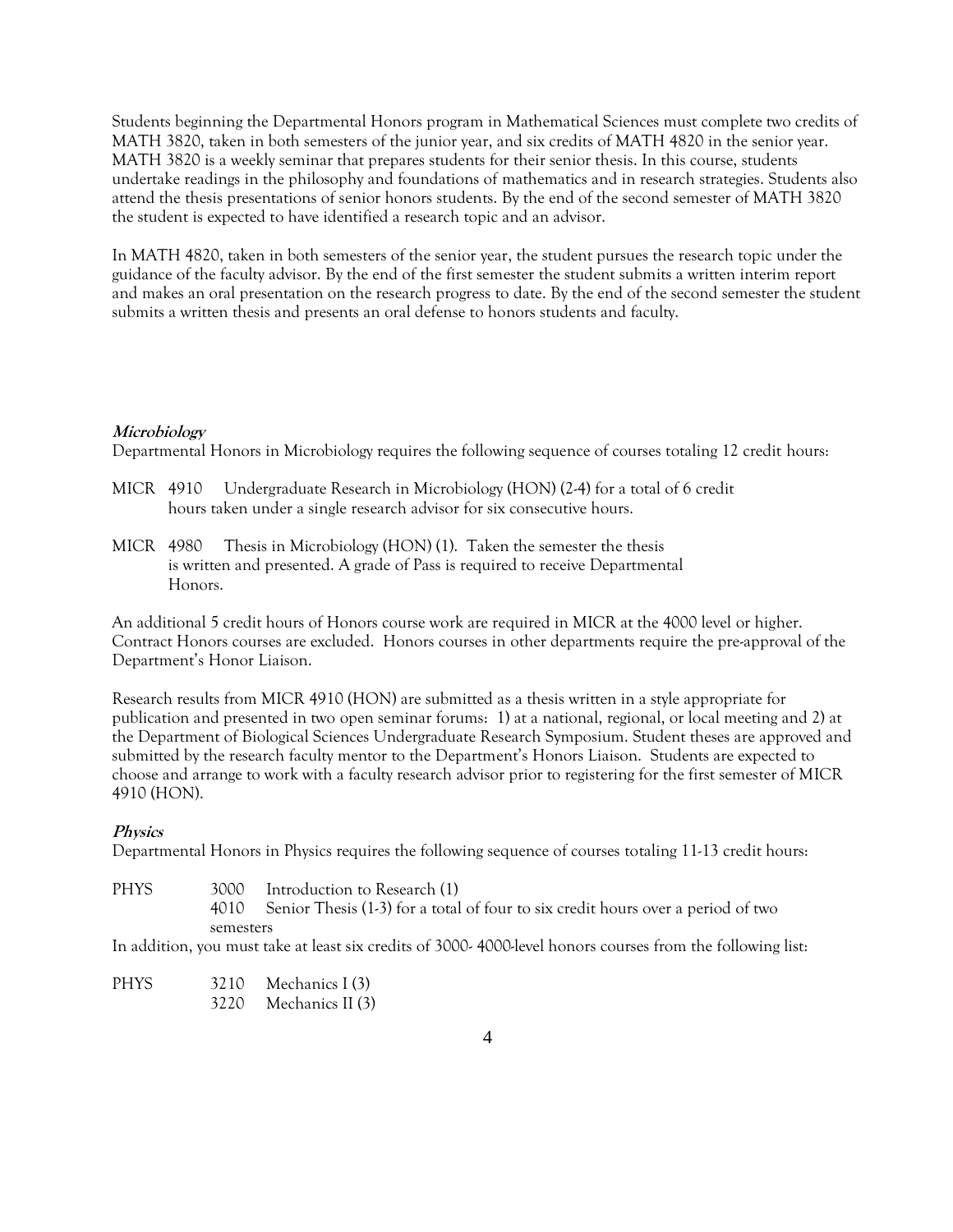Students beginning the Departmental Honors program in Mathematical Sciences must complete two credits of MATH 3820, taken in both semesters of the junior year, and six credits of MATH 4820 in the senior year. MATH 3820 is a weekly seminar that prepares students for their senior thesis. In this course, students undertake readings in the philosophy and foundations of mathematics and in research strategies. Students also attend the thesis presentations of senior honors students. By the end of the second semester of MATH 3820 the student is expected to have identified a research topic and an advisor.

In MATH 4820, taken in both semesters of the senior year, the student pursues the research topic under the guidance of the faculty advisor. By the end of the first semester the student submits a written interim report and makes an oral presentation on the research progress to date. By the end of the second semester the student submits a written thesis and presents an oral defense to honors students and faculty.

***Microbiology***

Departmental Honors in Microbiology requires the following sequence of courses totaling 12 credit hours:

MICR 4910 Undergraduate Research in Microbiology (HON) (2-4) for a total of 6 credit hours taken under a single research advisor for six consecutive hours.

MICR 4980 Thesis in Microbiology (HON) (1). Taken the semester the thesis is written and presented. A grade of Pass is required to receive Departmental Honors.

An additional 5 credit hours of Honors course work are required in MICR at the 4000 level or higher. Contract Honors courses are excluded. Honors courses in other departments require the pre-approval of the Department's Honor Liaison.

Research results from MICR 4910 (HON) are submitted as a thesis written in a style appropriate for publication and presented in two open seminar forums: 1) at a national, regional, or local meeting and 2) at the Department of Biological Sciences Undergraduate Research Symposium. Student theses are approved and submitted by the research faculty mentor to the Department's Honors Liaison. Students are expected to choose and arrange to work with a faculty research advisor prior to registering for the first semester of MICR 4910 (HON).

***Physics***

Departmental Honors in Physics requires the following sequence of courses totaling 11-13 credit hours:

PHYS 3000 Introduction to Research (1)
4010 Senior Thesis (1-3) for a total of four to six credit hours over a period of two semesters

In addition, you must take at least six credits of 3000- 4000-level honors courses from the following list:

PHYS 3210 Mechanics I (3)
3220 Mechanics II (3)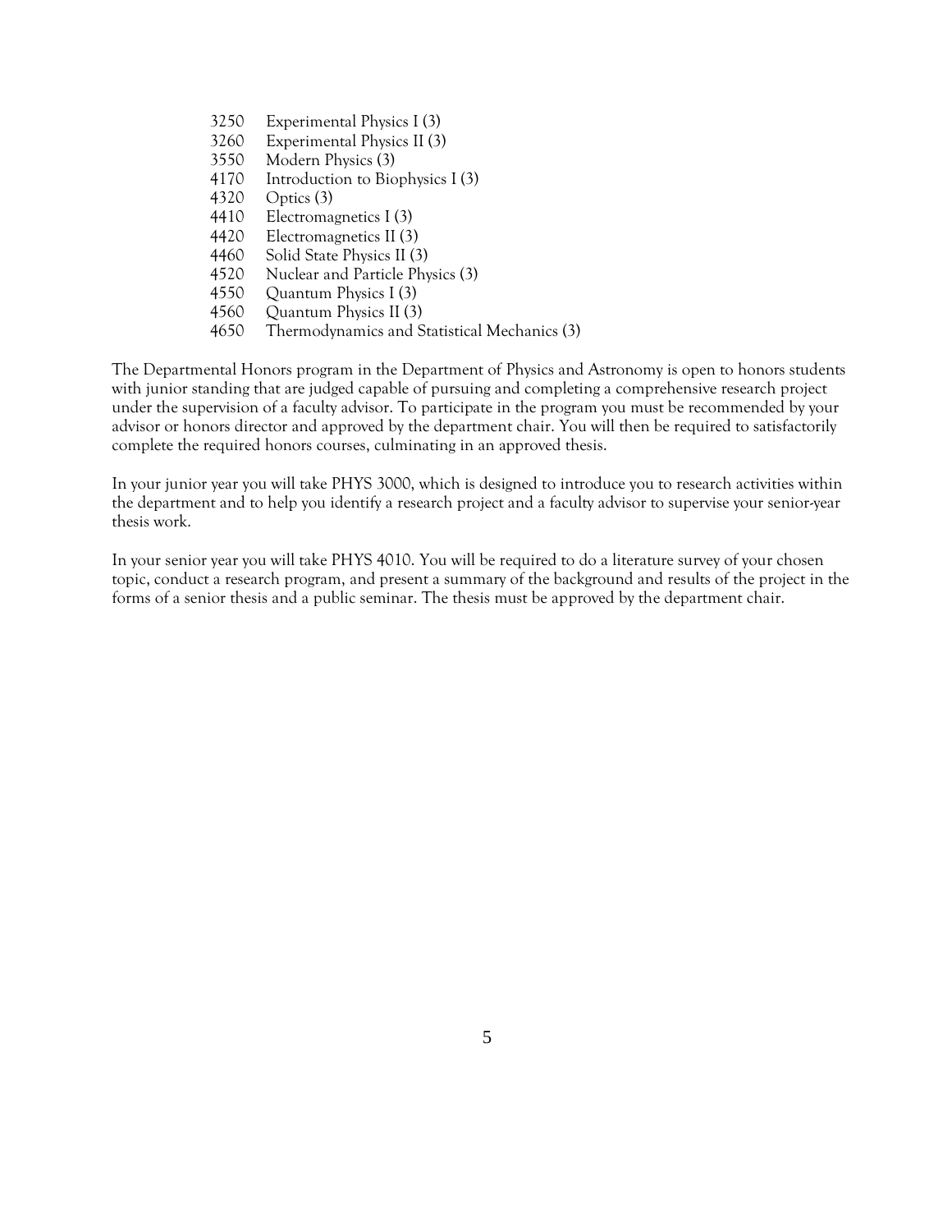3250 Experimental Physics I (3)
3260 Experimental Physics II (3)
3550 Modern Physics (3)
4170 Introduction to Biophysics I (3)
4320 Optics (3)
4410 Electromagnetics I (3)
4420 Electromagnetics II (3)
4460 Solid State Physics II (3)
4520 Nuclear and Particle Physics (3)
4550 Quantum Physics I (3)
4560 Quantum Physics II (3)
4650 Thermodynamics and Statistical Mechanics (3)

The Departmental Honors program in the Department of Physics and Astronomy is open to honors students with junior standing that are judged capable of pursuing and completing a comprehensive research project under the supervision of a faculty advisor. To participate in the program you must be recommended by your advisor or honors director and approved by the department chair. You will then be required to satisfactorily complete the required honors courses, culminating in an approved thesis.

In your junior year you will take PHYS 3000, which is designed to introduce you to research activities within the department and to help you identify a research project and a faculty advisor to supervise your senior-year thesis work.

In your senior year you will take PHYS 4010. You will be required to do a literature survey of your chosen topic, conduct a research program, and present a summary of the background and results of the project in the forms of a senior thesis and a public seminar. The thesis must be approved by the department chair.